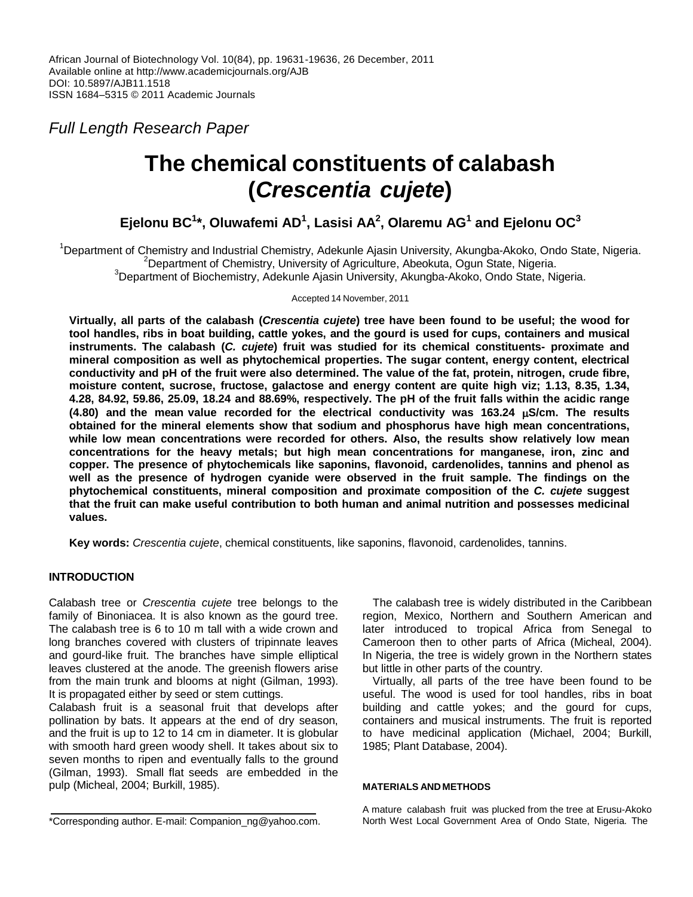African Journal of Biotechnology Vol. 10(84), pp. 19631-19636, 26 December, 2011
Available online at http://www.academicjournals.org/AJB
DOI: 10.5897/AJB11.1518
ISSN 1684–5315 © 2011 Academic Journals

*Full Length Research Paper*

# The chemical constituents of calabash (*Crescentia cujete*)

**Ejelonu BC[1]*, Oluwafemi AD[1], Lasisi AA[2], Olaremu AG[1] and Ejelonu OC[3]**

[1]Department of Chemistry and Industrial Chemistry, Adekunle Ajasin University, Akungba-Akoko, Ondo State, Nigeria.
[2]Department of Chemistry, University of Agriculture, Abeokuta, Ogun State, Nigeria.
[3]Department of Biochemistry, Adekunle Ajasin University, Akungba-Akoko, Ondo State, Nigeria.

Accepted 14 November, 2011

**Virtually, all parts of the calabash (*Crescentia cujete*) tree have been found to be useful; the wood for tool handles, ribs in boat building, cattle yokes, and the gourd is used for cups, containers and musical instruments. The calabash (*C. cujete*) fruit was studied for its chemical constituents- proximate and mineral composition as well as phytochemical properties. The sugar content, energy content, electrical conductivity and pH of the fruit were also determined. The value of the fat, protein, nitrogen, crude fibre, moisture content, sucrose, fructose, galactose and energy content are quite high viz; 1.13, 8.35, 1.34, 4.28, 84.92, 59.86, 25.09, 18.24 and 88.69%, respectively. The pH of the fruit falls within the acidic range (4.80) and the mean value recorded for the electrical conductivity was 163.24 μS/cm. The results obtained for the mineral elements show that sodium and phosphorus have high mean concentrations, while low mean concentrations were recorded for others. Also, the results show relatively low mean concentrations for the heavy metals; but high mean concentrations for manganese, iron, zinc and copper. The presence of phytochemicals like saponins, flavonoid, cardenolides, tannins and phenol as well as the presence of hydrogen cyanide were observed in the fruit sample. The findings on the phytochemical constituents, mineral composition and proximate composition of the *C. cujete* suggest that the fruit can make useful contribution to both human and animal nutrition and possesses medicinal values.**

**Key words:** *Crescentia cujete*, chemical constituents, like saponins, flavonoid, cardenolides, tannins.

## INTRODUCTION

Calabash tree or *Crescentia cujete* tree belongs to the family of Binoniacea. It is also known as the gourd tree. The calabash tree is 6 to 10 m tall with a wide crown and long branches covered with clusters of tripinnate leaves and gourd-like fruit. The branches have simple elliptical leaves clustered at the anode. The greenish flowers arise from the main trunk and blooms at night (Gilman, 1993). It is propagated either by seed or stem cuttings.

Calabash fruit is a seasonal fruit that develops after pollination by bats. It appears at the end of dry season, and the fruit is up to 12 to 14 cm in diameter. It is globular with smooth hard green woody shell. It takes about six to seven months to ripen and eventually falls to the ground (Gilman, 1993). Small flat seeds are embedded in the pulp (Micheal, 2004; Burkill, 1985).

The calabash tree is widely distributed in the Caribbean region, Mexico, Northern and Southern American and later introduced to tropical Africa from Senegal to Cameroon then to other parts of Africa (Micheal, 2004). In Nigeria, the tree is widely grown in the Northern states but little in other parts of the country.

Virtually, all parts of the tree have been found to be useful. The wood is used for tool handles, ribs in boat building and cattle yokes; and the gourd for cups, containers and musical instruments. The fruit is reported to have medicinal application (Michael, 2004; Burkill, 1985; Plant Database, 2004).

### MATERIALS AND METHODS

A mature calabash fruit was plucked from the tree at Erusu-Akoko North West Local Government Area of Ondo State, Nigeria. The

\*Corresponding author. E-mail: Companion_ng@yahoo.com.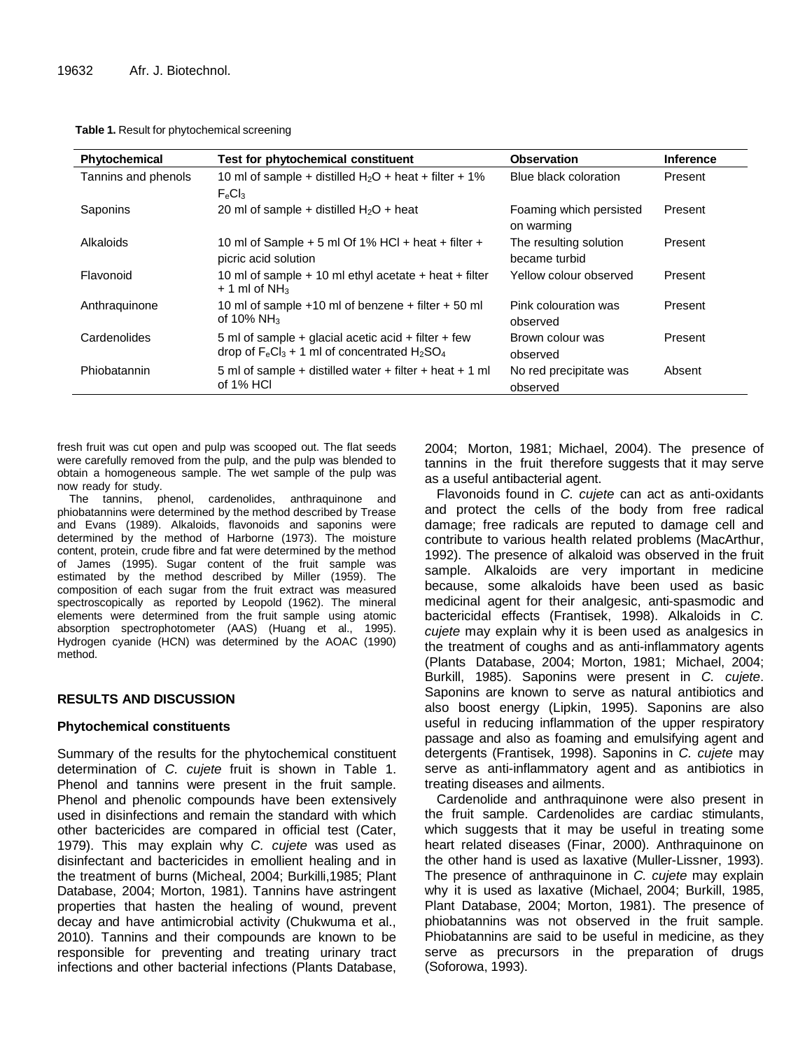**Table 1.** Result for phytochemical screening

| Phytochemical | Test for phytochemical constituent | Observation | Inference |
|---|---|---|---|
| Tannins and phenols | 10 ml of sample + distilled $H_2O$ + heat + filter + 1% $F_eCl_3$ | Blue black coloration | Present |
| Saponins | 20 ml of sample + distilled $H_2O$ + heat | Foaming which persisted on warming | Present |
| Alkaloids | 10 ml of Sample + 5 ml Of 1% HCl + heat + filter + picric acid solution | The resulting solution became turbid | Present |
| Flavonoid | 10 ml of sample + 10 ml ethyl acetate + heat + filter + 1 ml of $NH_3$ | Yellow colour observed | Present |
| Anthraquinone | 10 ml of sample +10 ml of benzene + filter + 50 ml of 10% $NH_3$ | Pink colouration was observed | Present |
| Cardenolides | 5 ml of sample + glacial acetic acid + filter + few drop of $F_eCl_3$ + 1 ml of concentrated $H_2SO_4$ | Brown colour was observed | Present |
| Phiobatannin | 5 ml of sample + distilled water + filter + heat + 1 ml of 1% HCl | No red precipitate was observed | Absent |

fresh fruit was cut open and pulp was scooped out. The flat seeds were carefully removed from the pulp, and the pulp was blended to obtain a homogeneous sample. The wet sample of the pulp was now ready for study.

The tannins, phenol, cardenolides, anthraquinone and phiobatannins were determined by the method described by Trease and Evans (1989). Alkaloids, flavonoids and saponins were determined by the method of Harborne (1973). The moisture content, protein, crude fibre and fat were determined by the method of James (1995). Sugar content of the fruit sample was estimated by the method described by Miller (1959). The composition of each sugar from the fruit extract was measured spectroscopically as reported by Leopold (1962). The mineral elements were determined from the fruit sample using atomic absorption spectrophotometer (AAS) (Huang et al., 1995). Hydrogen cyanide (HCN) was determined by the AOAC (1990) method.

## RESULTS AND DISCUSSION

### Phytochemical constituents

Summary of the results for the phytochemical constituent determination of *C. cujete* fruit is shown in Table 1. Phenol and tannins were present in the fruit sample. Phenol and phenolic compounds have been extensively used in disinfections and remain the standard with which other bactericides are compared in official test (Cater, 1979). This may explain why *C. cujete* was used as disinfectant and bactericides in emollient healing and in the treatment of burns (Micheal, 2004; Burkilli,1985; Plant Database, 2004; Morton, 1981). Tannins have astringent properties that hasten the healing of wound, prevent decay and have antimicrobial activity (Chukwuma et al., 2010). Tannins and their compounds are known to be responsible for preventing and treating urinary tract infections and other bacterial infections (Plants Database, 2004; Morton, 1981; Michael, 2004). The presence of tannins in the fruit therefore suggests that it may serve as a useful antibacterial agent.

Flavonoids found in *C. cujete* can act as anti-oxidants and protect the cells of the body from free radical damage; free radicals are reputed to damage cell and contribute to various health related problems (MacArthur, 1992). The presence of alkaloid was observed in the fruit sample. Alkaloids are very important in medicine because, some alkaloids have been used as basic medicinal agent for their analgesic, anti-spasmodic and bactericidal effects (Frantisek, 1998). Alkaloids in *C. cujete* may explain why it is been used as analgesics in the treatment of coughs and as anti-inflammatory agents (Plants Database, 2004; Morton, 1981; Michael, 2004; Burkill, 1985). Saponins were present in *C. cujete*. Saponins are known to serve as natural antibiotics and also boost energy (Lipkin, 1995). Saponins are also useful in reducing inflammation of the upper respiratory passage and also as foaming and emulsifying agent and detergents (Frantisek, 1998). Saponins in *C. cujete* may serve as anti-inflammatory agent and as antibiotics in treating diseases and ailments.

Cardenolide and anthraquinone were also present in the fruit sample. Cardenolides are cardiac stimulants, which suggests that it may be useful in treating some heart related diseases (Finar, 2000). Anthraquinone on the other hand is used as laxative (Muller-Lissner, 1993). The presence of anthraquinone in *C. cujete* may explain why it is used as laxative (Michael, 2004; Burkill, 1985, Plant Database, 2004; Morton, 1981). The presence of phiobatannins was not observed in the fruit sample. Phiobatannins are said to be useful in medicine, as they serve as precursors in the preparation of drugs (Soforowa, 1993).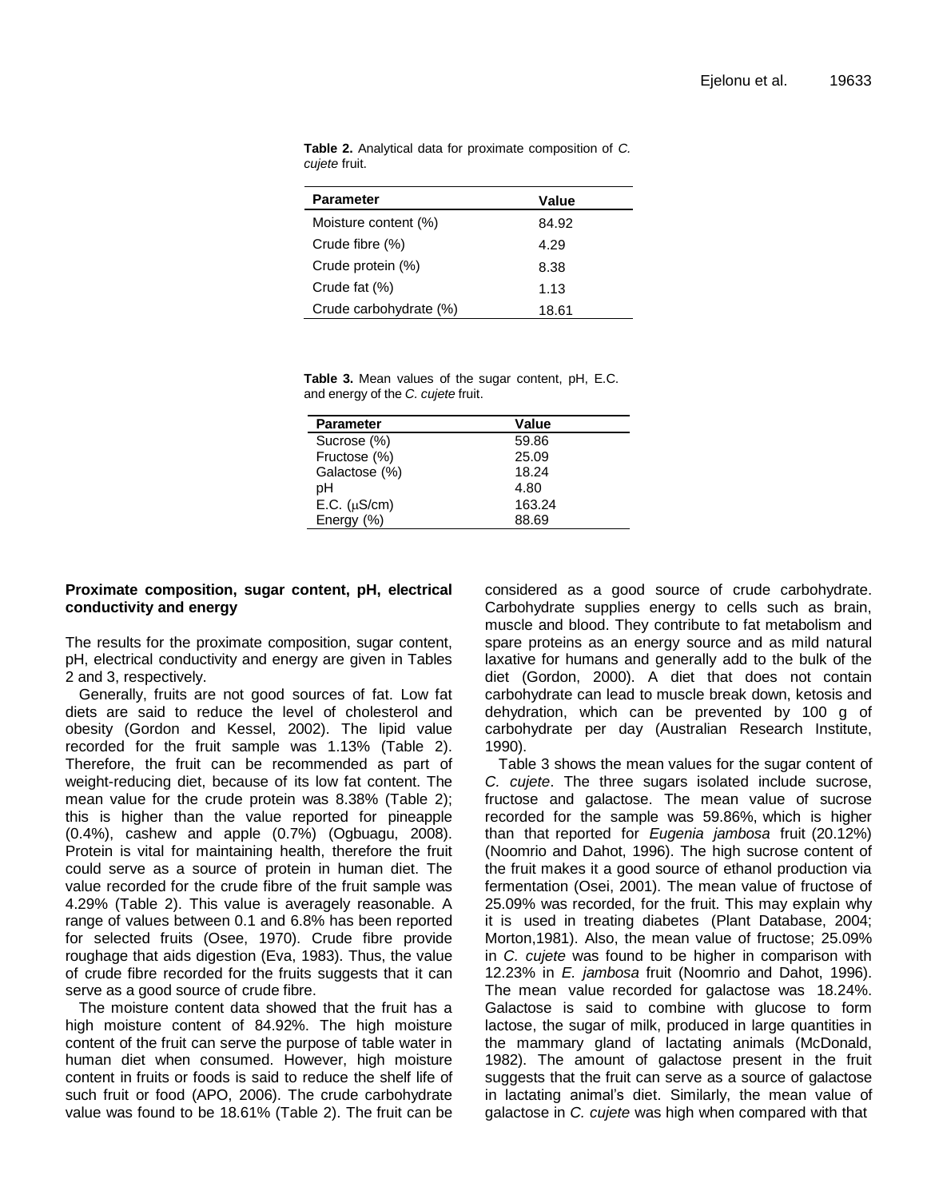**Table 2.** Analytical data for proximate composition of *C. cujete* fruit.

| Parameter | Value |
|---|---|
| Moisture content (%) | 84.92 |
| Crude fibre (%) | 4.29 |
| Crude protein (%) | 8.38 |
| Crude fat (%) | 1.13 |
| Crude carbohydrate (%) | 18.61 |

**Table 3.** Mean values of the sugar content, pH, E.C. and energy of the *C. cujete* fruit.

| Parameter | Value |
|---|---|
| Sucrose (%) | 59.86 |
| Fructose (%) | 25.09 |
| Galactose (%) | 18.24 |
| pH | 4.80 |
| E.C. (μS/cm) | 163.24 |
| Energy (%) | 88.69 |

### Proximate composition, sugar content, pH, electrical conductivity and energy

The results for the proximate composition, sugar content, pH, electrical conductivity and energy are given in Tables 2 and 3, respectively.

Generally, fruits are not good sources of fat. Low fat diets are said to reduce the level of cholesterol and obesity (Gordon and Kessel, 2002). The lipid value recorded for the fruit sample was 1.13% (Table 2). Therefore, the fruit can be recommended as part of weight-reducing diet, because of its low fat content. The mean value for the crude protein was 8.38% (Table 2); this is higher than the value reported for pineapple (0.4%), cashew and apple (0.7%) (Ogbuagu, 2008). Protein is vital for maintaining health, therefore the fruit could serve as a source of protein in human diet. The value recorded for the crude fibre of the fruit sample was 4.29% (Table 2). This value is averagely reasonable. A range of values between 0.1 and 6.8% has been reported for selected fruits (Osee, 1970). Crude fibre provide roughage that aids digestion (Eva, 1983). Thus, the value of crude fibre recorded for the fruits suggests that it can serve as a good source of crude fibre.

The moisture content data showed that the fruit has a high moisture content of 84.92%. The high moisture content of the fruit can serve the purpose of table water in human diet when consumed. However, high moisture content in fruits or foods is said to reduce the shelf life of such fruit or food (APO, 2006). The crude carbohydrate value was found to be 18.61% (Table 2). The fruit can be considered as a good source of crude carbohydrate. Carbohydrate supplies energy to cells such as brain, muscle and blood. They contribute to fat metabolism and spare proteins as an energy source and as mild natural laxative for humans and generally add to the bulk of the diet (Gordon, 2000). A diet that does not contain carbohydrate can lead to muscle break down, ketosis and dehydration, which can be prevented by 100 g of carbohydrate per day (Australian Research Institute, 1990).

Table 3 shows the mean values for the sugar content of *C. cujete*. The three sugars isolated include sucrose, fructose and galactose. The mean value of sucrose recorded for the sample was 59.86%, which is higher than that reported for *Eugenia jambosa* fruit (20.12%) (Noomrio and Dahot, 1996). The high sucrose content of the fruit makes it a good source of ethanol production via fermentation (Osei, 2001). The mean value of fructose of 25.09% was recorded, for the fruit. This may explain why it is used in treating diabetes (Plant Database, 2004; Morton,1981). Also, the mean value of fructose; 25.09% in *C. cujete* was found to be higher in comparison with 12.23% in *E. jambosa* fruit (Noomrio and Dahot, 1996). The mean value recorded for galactose was 18.24%. Galactose is said to combine with glucose to form lactose, the sugar of milk, produced in large quantities in the mammary gland of lactating animals (McDonald, 1982). The amount of galactose present in the fruit suggests that the fruit can serve as a source of galactose in lactating animal's diet. Similarly, the mean value of galactose in *C. cujete* was high when compared with that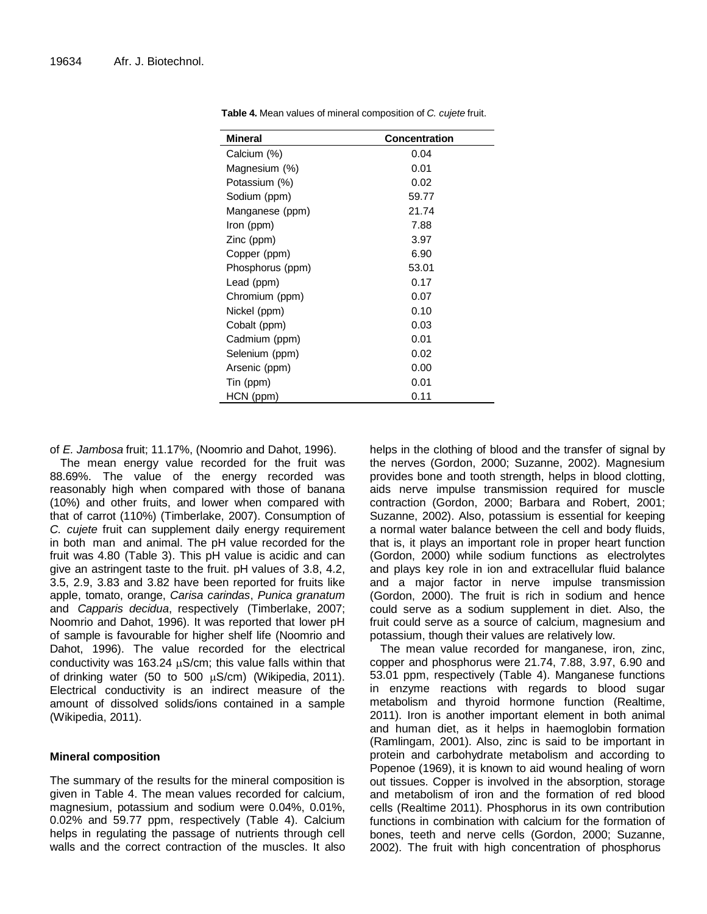**Table 4.** Mean values of mineral composition of *C. cujete* fruit.

| Mineral | Concentration |
|---|---|
| Calcium (%) | 0.04 |
| Magnesium (%) | 0.01 |
| Potassium (%) | 0.02 |
| Sodium (ppm) | 59.77 |
| Manganese (ppm) | 21.74 |
| Iron (ppm) | 7.88 |
| Zinc (ppm) | 3.97 |
| Copper (ppm) | 6.90 |
| Phosphorus (ppm) | 53.01 |
| Lead (ppm) | 0.17 |
| Chromium (ppm) | 0.07 |
| Nickel (ppm) | 0.10 |
| Cobalt (ppm) | 0.03 |
| Cadmium (ppm) | 0.01 |
| Selenium (ppm) | 0.02 |
| Arsenic (ppm) | 0.00 |
| Tin (ppm) | 0.01 |
| HCN (ppm) | 0.11 |

of *E. Jambosa* fruit; 11.17%, (Noomrio and Dahot, 1996).

The mean energy value recorded for the fruit was 88.69%. The value of the energy recorded was reasonably high when compared with those of banana (10%) and other fruits, and lower when compared with that of carrot (110%) (Timberlake, 2007). Consumption of *C. cujete* fruit can supplement daily energy requirement in both man and animal. The pH value recorded for the fruit was 4.80 (Table 3). This pH value is acidic and can give an astringent taste to the fruit. pH values of 3.8, 4.2, 3.5, 2.9, 3.83 and 3.82 have been reported for fruits like apple, tomato, orange, *Carisa carindas*, *Punica granatum* and *Capparis decidua*, respectively (Timberlake, 2007; Noomrio and Dahot, 1996). It was reported that lower pH of sample is favourable for higher shelf life (Noomrio and Dahot, 1996). The value recorded for the electrical conductivity was 163.24 μS/cm; this value falls within that of drinking water (50 to 500 μS/cm) (Wikipedia, 2011). Electrical conductivity is an indirect measure of the amount of dissolved solids/ions contained in a sample (Wikipedia, 2011).

**Mineral composition**

The summary of the results for the mineral composition is given in Table 4. The mean values recorded for calcium, magnesium, potassium and sodium were 0.04%, 0.01%, 0.02% and 59.77 ppm, respectively (Table 4). Calcium helps in regulating the passage of nutrients through cell walls and the correct contraction of the muscles. It also helps in the clothing of blood and the transfer of signal by the nerves (Gordon, 2000; Suzanne, 2002). Magnesium provides bone and tooth strength, helps in blood clotting, aids nerve impulse transmission required for muscle contraction (Gordon, 2000; Barbara and Robert, 2001; Suzanne, 2002). Also, potassium is essential for keeping a normal water balance between the cell and body fluids, that is, it plays an important role in proper heart function (Gordon, 2000) while sodium functions as electrolytes and plays key role in ion and extracellular fluid balance and a major factor in nerve impulse transmission (Gordon, 2000). The fruit is rich in sodium and hence could serve as a sodium supplement in diet. Also, the fruit could serve as a source of calcium, magnesium and potassium, though their values are relatively low.

The mean value recorded for manganese, iron, zinc, copper and phosphorus were 21.74, 7.88, 3.97, 6.90 and 53.01 ppm, respectively (Table 4). Manganese functions in enzyme reactions with regards to blood sugar metabolism and thyroid hormone function (Realtime, 2011). Iron is another important element in both animal and human diet, as it helps in haemoglobin formation (Ramlingam, 2001). Also, zinc is said to be important in protein and carbohydrate metabolism and according to Popenoe (1969), it is known to aid wound healing of worn out tissues. Copper is involved in the absorption, storage and metabolism of iron and the formation of red blood cells (Realtime 2011). Phosphorus in its own contribution functions in combination with calcium for the formation of bones, teeth and nerve cells (Gordon, 2000; Suzanne, 2002). The fruit with high concentration of phosphorus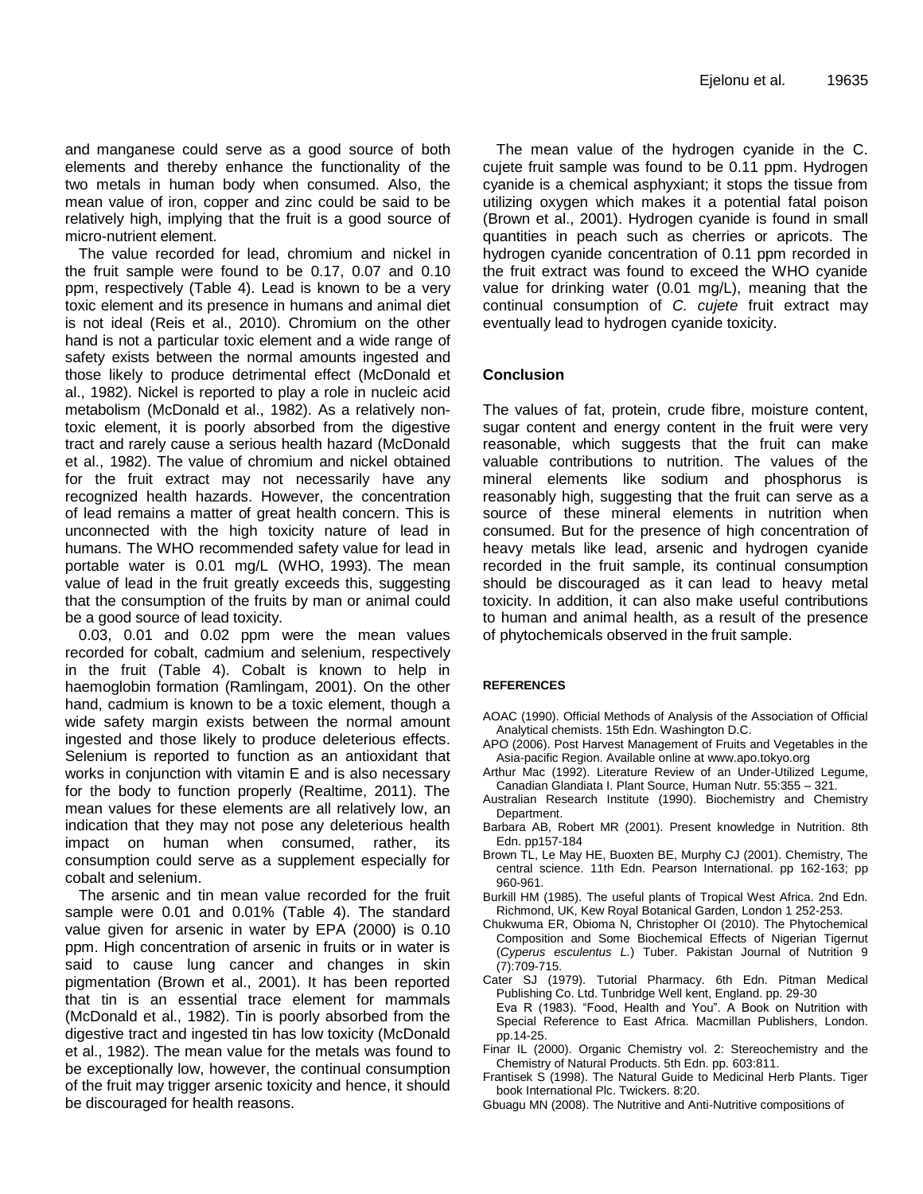and manganese could serve as a good source of both elements and thereby enhance the functionality of the two metals in human body when consumed. Also, the mean value of iron, copper and zinc could be said to be relatively high, implying that the fruit is a good source of micro-nutrient element.

The value recorded for lead, chromium and nickel in the fruit sample were found to be 0.17, 0.07 and 0.10 ppm, respectively (Table 4). Lead is known to be a very toxic element and its presence in humans and animal diet is not ideal (Reis et al., 2010). Chromium on the other hand is not a particular toxic element and a wide range of safety exists between the normal amounts ingested and those likely to produce detrimental effect (McDonald et al., 1982). Nickel is reported to play a role in nucleic acid metabolism (McDonald et al., 1982). As a relatively non-toxic element, it is poorly absorbed from the digestive tract and rarely cause a serious health hazard (McDonald et al., 1982). The value of chromium and nickel obtained for the fruit extract may not necessarily have any recognized health hazards. However, the concentration of lead remains a matter of great health concern. This is unconnected with the high toxicity nature of lead in humans. The WHO recommended safety value for lead in portable water is 0.01 mg/L (WHO, 1993). The mean value of lead in the fruit greatly exceeds this, suggesting that the consumption of the fruits by man or animal could be a good source of lead toxicity.

0.03, 0.01 and 0.02 ppm were the mean values recorded for cobalt, cadmium and selenium, respectively in the fruit (Table 4). Cobalt is known to help in haemoglobin formation (Ramlingam, 2001). On the other hand, cadmium is known to be a toxic element, though a wide safety margin exists between the normal amount ingested and those likely to produce deleterious effects. Selenium is reported to function as an antioxidant that works in conjunction with vitamin E and is also necessary for the body to function properly (Realtime, 2011). The mean values for these elements are all relatively low, an indication that they may not pose any deleterious health impact on human when consumed, rather, its consumption could serve as a supplement especially for cobalt and selenium.

The arsenic and tin mean value recorded for the fruit sample were 0.01 and 0.01% (Table 4). The standard value given for arsenic in water by EPA (2000) is 0.10 ppm. High concentration of arsenic in fruits or in water is said to cause lung cancer and changes in skin pigmentation (Brown et al., 2001). It has been reported that tin is an essential trace element for mammals (McDonald et al., 1982). Tin is poorly absorbed from the digestive tract and ingested tin has low toxicity (McDonald et al., 1982). The mean value for the metals was found to be exceptionally low, however, the continual consumption of the fruit may trigger arsenic toxicity and hence, it should be discouraged for health reasons.

The mean value of the hydrogen cyanide in the C. cujete fruit sample was found to be 0.11 ppm. Hydrogen cyanide is a chemical asphyxiant; it stops the tissue from utilizing oxygen which makes it a potential fatal poison (Brown et al., 2001). Hydrogen cyanide is found in small quantities in peach such as cherries or apricots. The hydrogen cyanide concentration of 0.11 ppm recorded in the fruit extract was found to exceed the WHO cyanide value for drinking water (0.01 mg/L), meaning that the continual consumption of *C. cujete* fruit extract may eventually lead to hydrogen cyanide toxicity.

## Conclusion

The values of fat, protein, crude fibre, moisture content, sugar content and energy content in the fruit were very reasonable, which suggests that the fruit can make valuable contributions to nutrition. The values of the mineral elements like sodium and phosphorus is reasonably high, suggesting that the fruit can serve as a source of these mineral elements in nutrition when consumed. But for the presence of high concentration of heavy metals like lead, arsenic and hydrogen cyanide recorded in the fruit sample, its continual consumption should be discouraged as it can lead to heavy metal toxicity. In addition, it can also make useful contributions to human and animal health, as a result of the presence of phytochemicals observed in the fruit sample.

## REFERENCES

AOAC (1990). Official Methods of Analysis of the Association of Official Analytical chemists. 15th Edn. Washington D.C.

APO (2006). Post Harvest Management of Fruits and Vegetables in the Asia-pacific Region. Available online at www.apo.tokyo.org

Arthur Mac (1992). Literature Review of an Under-Utilized Legume, Canadian Glandiata I. Plant Source, Human Nutr. 55:355 – 321.

Australian Research Institute (1990). Biochemistry and Chemistry Department.

Barbara AB, Robert MR (2001). Present knowledge in Nutrition. 8th Edn. pp157-184

Brown TL, Le May HE, Buoxten BE, Murphy CJ (2001). Chemistry, The central science. 11th Edn. Pearson International. pp 162-163; pp 960-961.

Burkill HM (1985). The useful plants of Tropical West Africa. 2nd Edn. Richmond, UK, Kew Royal Botanical Garden, London 1 252-253.

Chukwuma ER, Obioma N, Christopher OI (2010). The Phytochemical Composition and Some Biochemical Effects of Nigerian Tigernut (*Cyperus esculentus L.*) Tuber. Pakistan Journal of Nutrition 9 (7):709-715.

Cater SJ (1979). Tutorial Pharmacy. 6th Edn. Pitman Medical Publishing Co. Ltd. Tunbridge Well kent, England. pp. 29-30

Eva R (1983). "Food, Health and You". A Book on Nutrition with Special Reference to East Africa. Macmillan Publishers, London. pp.14-25.

Finar IL (2000). Organic Chemistry vol. 2: Stereochemistry and the Chemistry of Natural Products. 5th Edn. pp. 603:811.

Frantisek S (1998). The Natural Guide to Medicinal Herb Plants. Tiger book International Plc. Twickers. 8:20.

Gbuagu MN (2008). The Nutritive and Anti-Nutritive compositions of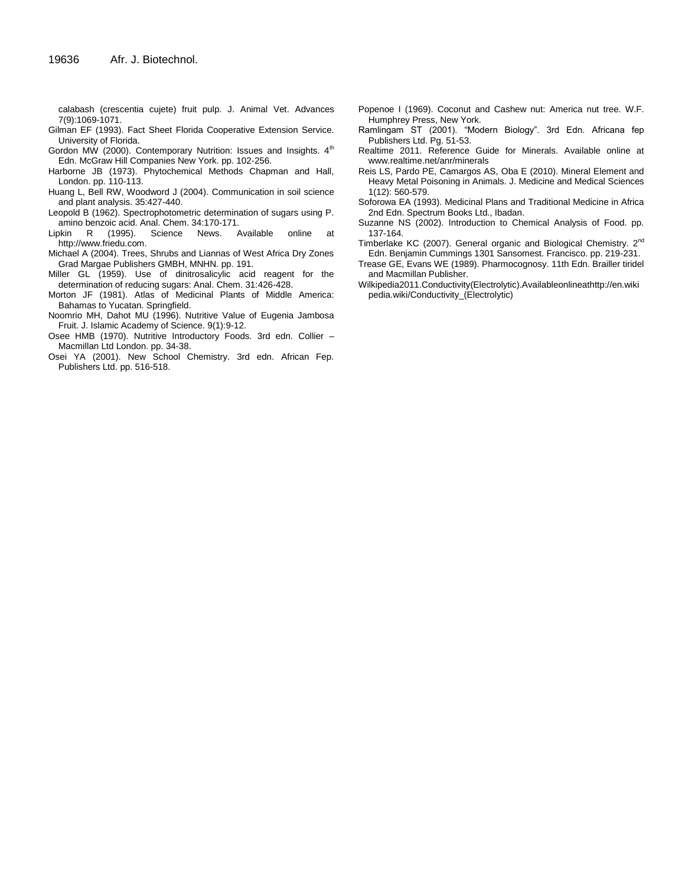calabash (crescentia cujete) fruit pulp. J. Animal Vet. Advances 7(9):1069-1071.

Gilman EF (1993). Fact Sheet Florida Cooperative Extension Service. University of Florida.

Gordon MW (2000). Contemporary Nutrition: Issues and Insights. 4th Edn. McGraw Hill Companies New York. pp. 102-256.

Harborne JB (1973). Phytochemical Methods Chapman and Hall, London. pp. 110-113.

Huang L, Bell RW, Woodword J (2004). Communication in soil science and plant analysis. 35:427-440.

Leopold B (1962). Spectrophotometric determination of sugars using P. amino benzoic acid. Anal. Chem. 34:170-171.

Lipkin R (1995). Science News. Available online at http://www.friedu.com.

Michael A (2004). Trees, Shrubs and Liannas of West Africa Dry Zones Grad Margae Publishers GMBH, MNHN. pp. 191.

Miller GL (1959). Use of dinitrosalicylic acid reagent for the determination of reducing sugars: Anal. Chem. 31:426-428.

Morton JF (1981). Atlas of Medicinal Plants of Middle America: Bahamas to Yucatan. Springfield.

Noomrio MH, Dahot MU (1996). Nutritive Value of Eugenia Jambosa Fruit. J. Islamic Academy of Science. 9(1):9-12.

Osee HMB (1970). Nutritive Introductory Foods. 3rd edn. Collier – Macmillan Ltd London. pp. 34-38.

Osei YA (2001). New School Chemistry. 3rd edn. African Fep. Publishers Ltd. pp. 516-518.

Popenoe I (1969). Coconut and Cashew nut: America nut tree. W.F. Humphrey Press, New York.

Ramlingam ST (2001). "Modern Biology". 3rd Edn. Africana fep Publishers Ltd. Pg. 51-53.

Realtime 2011. Reference Guide for Minerals. Available online at www.realtime.net/anr/minerals

Reis LS, Pardo PE, Camargos AS, Oba E (2010). Mineral Element and Heavy Metal Poisoning in Animals. J. Medicine and Medical Sciences 1(12): 560-579.

Soforowa EA (1993). Medicinal Plans and Traditional Medicine in Africa 2nd Edn. Spectrum Books Ltd., Ibadan.

Suzanne NS (2002). Introduction to Chemical Analysis of Food. pp. 137-164.

Timberlake KC (2007). General organic and Biological Chemistry. 2nd Edn. Benjamin Cummings 1301 Sansomest. Francisco. pp. 219-231.

Trease GE, Evans WE (1989). Pharmacognosy. 11th Edn. Brailler tiridel and Macmillan Publisher.

Wilkipedia2011.Conductivity(Electrolytic).Availableonlineathttp://en.wikipedia.wiki/Conductivity_(Electrolytic)